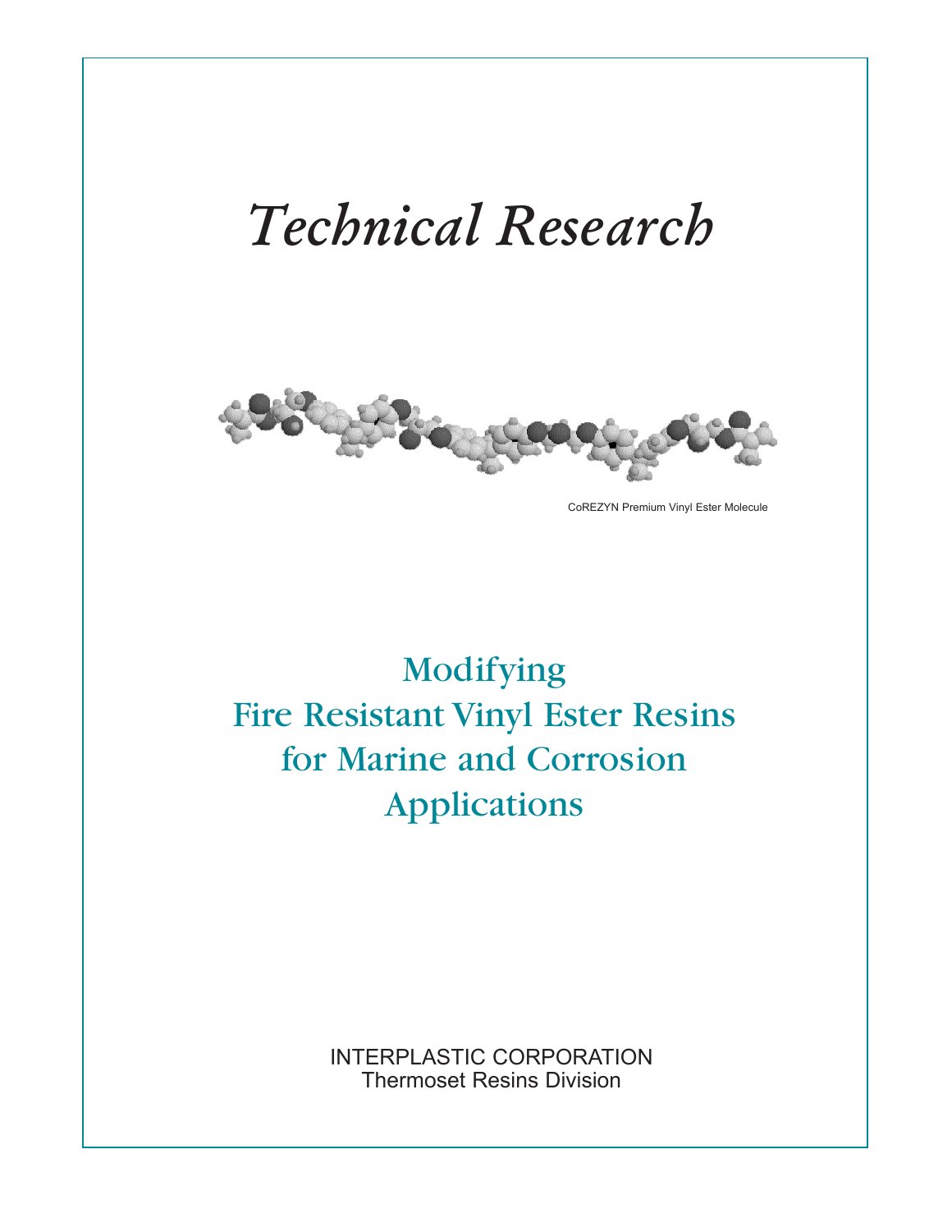# *Technical Research*

CoREZYN Premium Vinyl Ester Molecule

## Modifying Fire Resistant Vinyl Ester Resins for Marine and Corrosion Applications

INTERPLASTIC CORPORATION
Thermoset Resins Division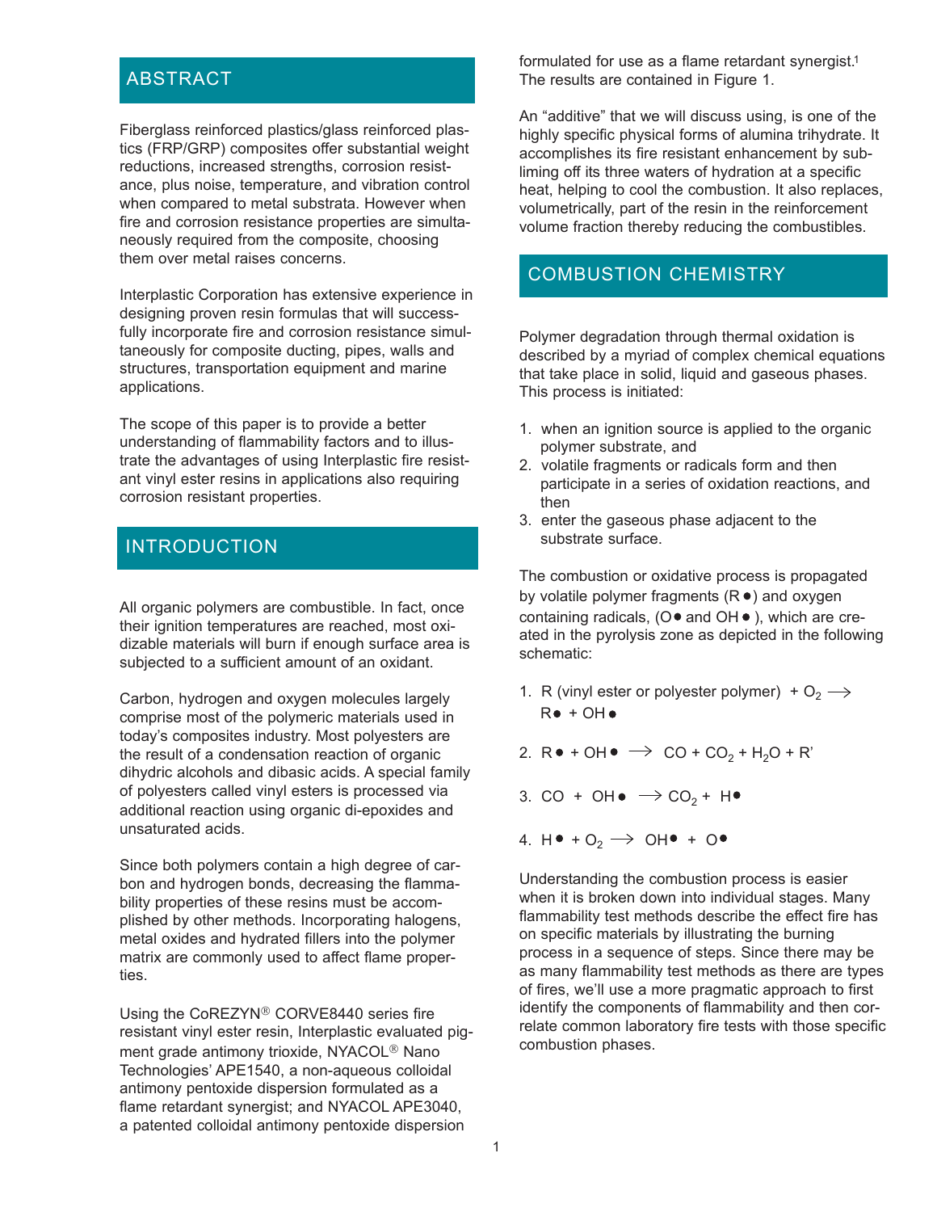## ABSTRACT

Fiberglass reinforced plastics/glass reinforced plastics (FRP/GRP) composites offer substantial weight reductions, increased strengths, corrosion resistance, plus noise, temperature, and vibration control when compared to metal substrata. However when fire and corrosion resistance properties are simultaneously required from the composite, choosing them over metal raises concerns.

Interplastic Corporation has extensive experience in designing proven resin formulas that will successfully incorporate fire and corrosion resistance simultaneously for composite ducting, pipes, walls and structures, transportation equipment and marine applications.

The scope of this paper is to provide a better understanding of flammability factors and to illustrate the advantages of using Interplastic fire resistant vinyl ester resins in applications also requiring corrosion resistant properties.

## INTRODUCTION

All organic polymers are combustible. In fact, once their ignition temperatures are reached, most oxidizable materials will burn if enough surface area is subjected to a sufficient amount of an oxidant.

Carbon, hydrogen and oxygen molecules largely comprise most of the polymeric materials used in today's composites industry. Most polyesters are the result of a condensation reaction of organic dihydric alcohols and dibasic acids. A special family of polyesters called vinyl esters is processed via additional reaction using organic di-epoxides and unsaturated acids.

Since both polymers contain a high degree of carbon and hydrogen bonds, decreasing the flammability properties of these resins must be accomplished by other methods. Incorporating halogens, metal oxides and hydrated fillers into the polymer matrix are commonly used to affect flame properties.

Using the CoREZYN® CORVE8440 series fire resistant vinyl ester resin, Interplastic evaluated pigment grade antimony trioxide, NYACOL® Nano Technologies' APE1540, a non-aqueous colloidal antimony pentoxide dispersion formulated as a flame retardant synergist; and NYACOL APE3040, a patented colloidal antimony pentoxide dispersion formulated for use as a flame retardant synergist.[1] The results are contained in Figure 1.

An "additive" that we will discuss using, is one of the highly specific physical forms of alumina trihydrate. It accomplishes its fire resistant enhancement by subliming off its three waters of hydration at a specific heat, helping to cool the combustion. It also replaces, volumetrically, part of the resin in the reinforcement volume fraction thereby reducing the combustibles.

## COMBUSTION CHEMISTRY

Polymer degradation through thermal oxidation is described by a myriad of complex chemical equations that take place in solid, liquid and gaseous phases. This process is initiated:

1. when an ignition source is applied to the organic polymer substrate, and
2. volatile fragments or radicals form and then participate in a series of oxidation reactions, and then
3. enter the gaseous phase adjacent to the substrate surface.

The combustion or oxidative process is propagated by volatile polymer fragments (R●) and oxygen containing radicals, (O● and OH●), which are created in the pyrolysis zone as depicted in the following schematic:

1. R (vinyl ester or polyester polymer) + $O_2 \longrightarrow$ R● + OH●

2. R● + OH● $\longrightarrow$ $CO + CO_2 + H_2O$ + R'

3. CO + OH● $\longrightarrow$ $CO_2$ + H●

4. H● + $O_2 \longrightarrow$ OH● + O●

Understanding the combustion process is easier when it is broken down into individual stages. Many flammability test methods describe the effect fire has on specific materials by illustrating the burning process in a sequence of steps. Since there may be as many flammability test methods as there are types of fires, we'll use a more pragmatic approach to first identify the components of flammability and then correlate common laboratory fire tests with those specific combustion phases.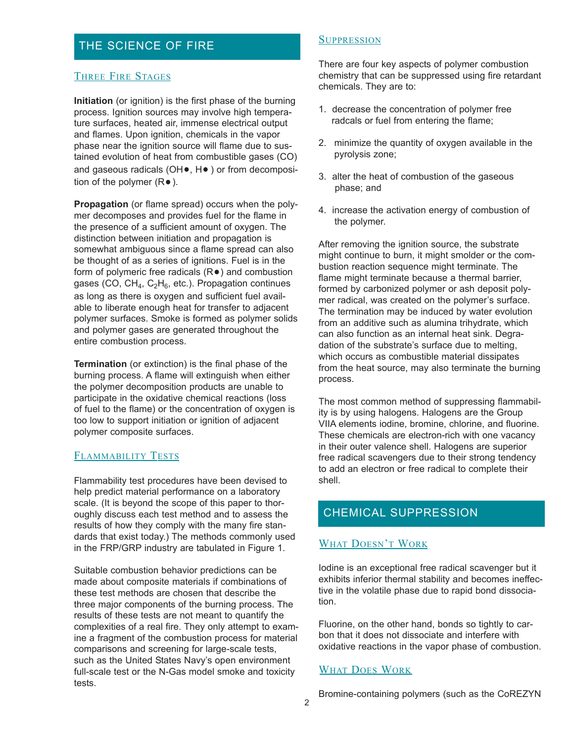## THE SCIENCE OF FIRE

### Three Fire Stages

**Initiation** (or ignition) is the first phase of the burning process. Ignition sources may involve high temperature surfaces, heated air, immense electrical output and flames. Upon ignition, chemicals in the vapor phase near the ignition source will flame due to sustained evolution of heat from combustible gases (CO) and gaseous radicals (OH●, H● ) or from decomposition of the polymer (R● ).

**Propagation** (or flame spread) occurs when the polymer decomposes and provides fuel for the flame in the presence of a sufficient amount of oxygen. The distinction between initiation and propagation is somewhat ambiguous since a flame spread can also be thought of as a series of ignitions. Fuel is in the form of polymeric free radicals (R●) and combustion gases (CO, $CH_4$, $C_2H_6$, etc.). Propagation continues as long as there is oxygen and sufficient fuel available to liberate enough heat for transfer to adjacent polymer surfaces. Smoke is formed as polymer solids and polymer gases are generated throughout the entire combustion process.

**Termination** (or extinction) is the final phase of the burning process. A flame will extinguish when either the polymer decomposition products are unable to participate in the oxidative chemical reactions (loss of fuel to the flame) or the concentration of oxygen is too low to support initiation or ignition of adjacent polymer composite surfaces.

### Flammability Tests

Flammability test procedures have been devised to help predict material performance on a laboratory scale. (It is beyond the scope of this paper to thoroughly discuss each test method and to assess the results of how they comply with the many fire standards that exist today.) The methods commonly used in the FRP/GRP industry are tabulated in Figure 1.

Suitable combustion behavior predictions can be made about composite materials if combinations of these test methods are chosen that describe the three major components of the burning process. The results of these tests are not meant to quantify the complexities of a real fire. They only attempt to examine a fragment of the combustion process for material comparisons and screening for large-scale tests, such as the United States Navy's open environment full-scale test or the N-Gas model smoke and toxicity tests.

### Suppression

There are four key aspects of polymer combustion chemistry that can be suppressed using fire retardant chemicals. They are to:

1. decrease the concentration of polymer free radcals or fuel from entering the flame;
2. minimize the quantity of oxygen available in the pyrolysis zone;
3. alter the heat of combustion of the gaseous phase; and
4. increase the activation energy of combustion of the polymer.

After removing the ignition source, the substrate might continue to burn, it might smolder or the combustion reaction sequence might terminate. The flame might terminate because a thermal barrier, formed by carbonized polymer or ash deposit polymer radical, was created on the polymer's surface. The termination may be induced by water evolution from an additive such as alumina trihydrate, which can also function as an internal heat sink. Degradation of the substrate's surface due to melting, which occurs as combustible material dissipates from the heat source, may also terminate the burning process.

The most common method of suppressing flammability is by using halogens. Halogens are the Group VIIA elements iodine, bromine, chlorine, and fluorine. These chemicals are electron-rich with one vacancy in their outer valence shell. Halogens are superior free radical scavengers due to their strong tendency to add an electron or free radical to complete their shell.

## CHEMICAL SUPPRESSION

### What Doesn't Work

Iodine is an exceptional free radical scavenger but it exhibits inferior thermal stability and becomes ineffective in the volatile phase due to rapid bond dissociation.

Fluorine, on the other hand, bonds so tightly to carbon that it does not dissociate and interfere with oxidative reactions in the vapor phase of combustion.

### What Does Work

Bromine-containing polymers (such as the CoREZYN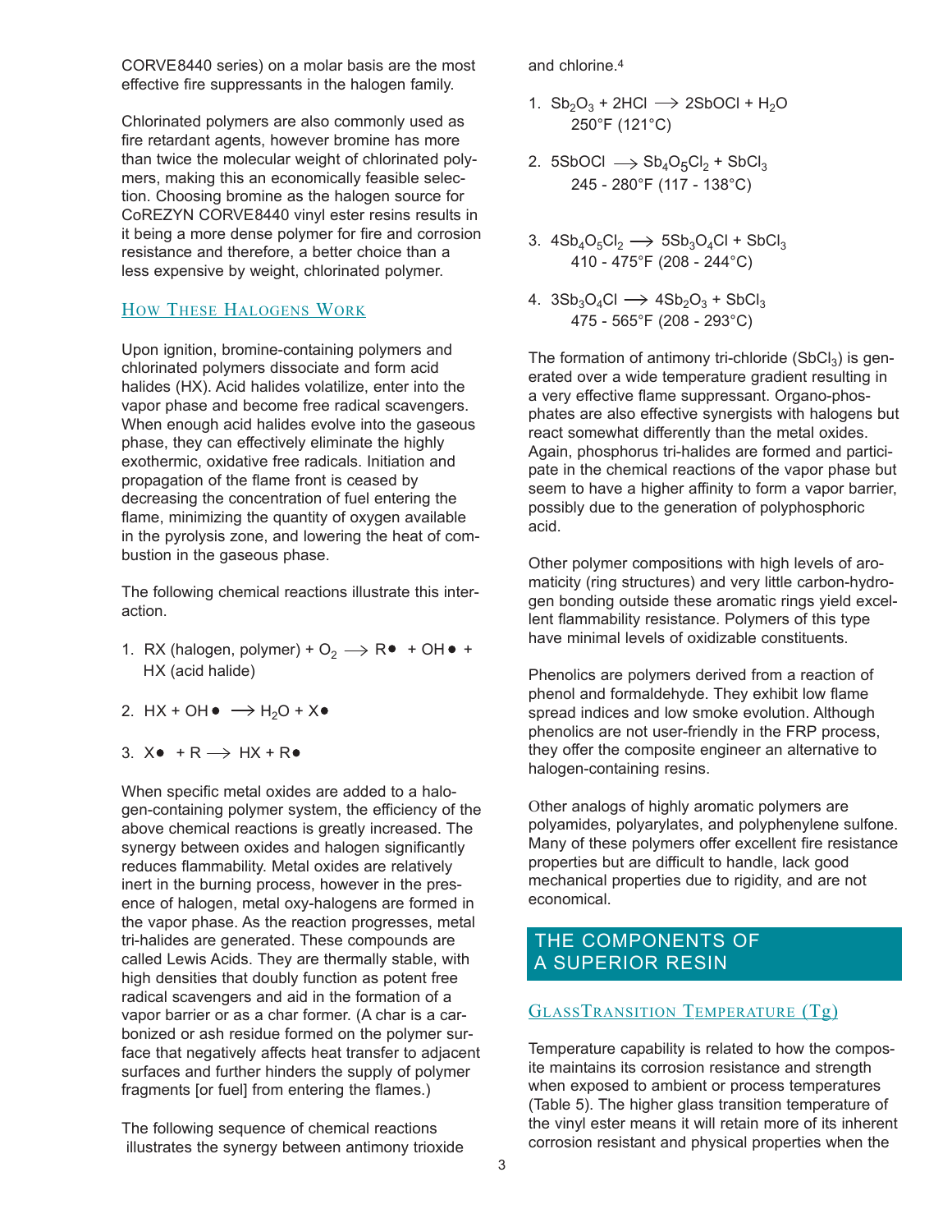CORVE8440 series) on a molar basis are the most effective fire suppressants in the halogen family.

Chlorinated polymers are also commonly used as fire retardant agents, however bromine has more than twice the molecular weight of chlorinated polymers, making this an economically feasible selection. Choosing bromine as the halogen source for CoREZYN CORVE8440 vinyl ester resins results in it being a more dense polymer for fire and corrosion resistance and therefore, a better choice than a less expensive by weight, chlorinated polymer.

### How These Halogens Work

Upon ignition, bromine-containing polymers and chlorinated polymers dissociate and form acid halides (HX). Acid halides volatilize, enter into the vapor phase and become free radical scavengers. When enough acid halides evolve into the gaseous phase, they can effectively eliminate the highly exothermic, oxidative free radicals. Initiation and propagation of the flame front is ceased by decreasing the concentration of fuel entering the flame, minimizing the quantity of oxygen available in the pyrolysis zone, and lowering the heat of combustion in the gaseous phase.

The following chemical reactions illustrate this interaction.

1. RX (halogen, polymer) + $O_2 \longrightarrow R\bullet + OH\bullet +$ HX (acid halide)
2. $HX + OH\bullet \longrightarrow H_2O + X\bullet$
3. $X\bullet + R \longrightarrow HX + R\bullet$

When specific metal oxides are added to a halogen-containing polymer system, the efficiency of the above chemical reactions is greatly increased. The synergy between oxides and halogen significantly reduces flammability. Metal oxides are relatively inert in the burning process, however in the presence of halogen, metal oxy-halogens are formed in the vapor phase. As the reaction progresses, metal tri-halides are generated. These compounds are called Lewis Acids. They are thermally stable, with high densities that doubly function as potent free radical scavengers and aid in the formation of a vapor barrier or as a char former. (A char is a carbonized or ash residue formed on the polymer surface that negatively affects heat transfer to adjacent surfaces and further hinders the supply of polymer fragments [or fuel] from entering the flames.)

The following sequence of chemical reactions illustrates the synergy between antimony trioxide and chlorine.[4]

1. $Sb_2O_3 + 2HCl \longrightarrow 2SbOCl + H_2O$
   250°F (121°C)
2. $5SbOCl \longrightarrow Sb_4O_5Cl_2 + SbCl_3$
   245 - 280°F (117 - 138°C)
3. $4Sb_4O_5Cl_2 \longrightarrow 5Sb_3O_4Cl + SbCl_3$
   410 - 475°F (208 - 244°C)
4. $3Sb_3O_4Cl \longrightarrow 4Sb_2O_3 + SbCl_3$
   475 - 565°F (208 - 293°C)

The formation of antimony tri-chloride ($SbCl_3$) is generated over a wide temperature gradient resulting in a very effective flame suppressant. Organo-phosphates are also effective synergists with halogens but react somewhat differently than the metal oxides. Again, phosphorus tri-halides are formed and participate in the chemical reactions of the vapor phase but seem to have a higher affinity to form a vapor barrier, possibly due to the generation of polyphosphoric acid.

Other polymer compositions with high levels of aromaticity (ring structures) and very little carbon-hydrogen bonding outside these aromatic rings yield excellent flammability resistance. Polymers of this type have minimal levels of oxidizable constituents.

Phenolics are polymers derived from a reaction of phenol and formaldehyde. They exhibit low flame spread indices and low smoke evolution. Although phenolics are not user-friendly in the FRP process, they offer the composite engineer an alternative to halogen-containing resins.

Other analogs of highly aromatic polymers are polyamides, polyarylates, and polyphenylene sulfone. Many of these polymers offer excellent fire resistance properties but are difficult to handle, lack good mechanical properties due to rigidity, and are not economical.

## THE COMPONENTS OF A SUPERIOR RESIN

### GlassTransition Temperature (Tg)

Temperature capability is related to how the composite maintains its corrosion resistance and strength when exposed to ambient or process temperatures (Table 5). The higher glass transition temperature of the vinyl ester means it will retain more of its inherent corrosion resistant and physical properties when the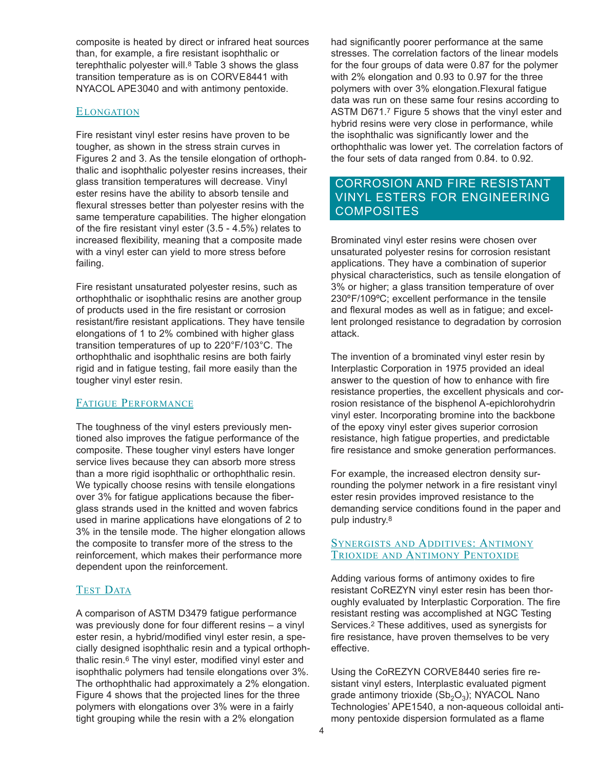composite is heated by direct or infrared heat sources than, for example, a fire resistant isophthalic or terephthalic polyester will.[8] Table 3 shows the glass transition temperature as is on CORVE8441 with NYACOL APE3040 and with antimony pentoxide.

### Elongation

Fire resistant vinyl ester resins have proven to be tougher, as shown in the stress strain curves in Figures 2 and 3. As the tensile elongation of orthophthalic and isophthalic polyester resins increases, their glass transition temperatures will decrease. Vinyl ester resins have the ability to absorb tensile and flexural stresses better than polyester resins with the same temperature capabilities. The higher elongation of the fire resistant vinyl ester (3.5 - 4.5%) relates to increased flexibility, meaning that a composite made with a vinyl ester can yield to more stress before failing.

Fire resistant unsaturated polyester resins, such as orthophthalic or isophthalic resins are another group of products used in the fire resistant or corrosion resistant/fire resistant applications. They have tensile elongations of 1 to 2% combined with higher glass transition temperatures of up to 220°F/103°C. The orthophthalic and isophthalic resins are both fairly rigid and in fatigue testing, fail more easily than the tougher vinyl ester resin.

### Fatigue Performance

The toughness of the vinyl esters previously mentioned also improves the fatigue performance of the composite. These tougher vinyl esters have longer service lives because they can absorb more stress than a more rigid isophthalic or orthophthalic resin. We typically choose resins with tensile elongations over 3% for fatigue applications because the fiberglass strands used in the knitted and woven fabrics used in marine applications have elongations of 2 to 3% in the tensile mode. The higher elongation allows the composite to transfer more of the stress to the reinforcement, which makes their performance more dependent upon the reinforcement.

### Test Data

A comparison of ASTM D3479 fatigue performance was previously done for four different resins – a vinyl ester resin, a hybrid/modified vinyl ester resin, a specially designed isophthalic resin and a typical orthophthalic resin.[6] The vinyl ester, modified vinyl ester and isophthalic polymers had tensile elongations over 3%. The orthophthalic had approximately a 2% elongation. Figure 4 shows that the projected lines for the three polymers with elongations over 3% were in a fairly tight grouping while the resin with a 2% elongation had significantly poorer performance at the same stresses. The correlation factors of the linear models for the four groups of data were 0.87 for the polymer with 2% elongation and 0.93 to 0.97 for the three polymers with over 3% elongation.Flexural fatigue data was run on these same four resins according to ASTM D671.[7] Figure 5 shows that the vinyl ester and hybrid resins were very close in performance, while the isophthalic was significantly lower and the orthophthalic was lower yet. The correlation factors of the four sets of data ranged from 0.84. to 0.92.

## Corrosion and Fire Resistant Vinyl Esters for Engineering Composites

Brominated vinyl ester resins were chosen over unsaturated polyester resins for corrosion resistant applications. They have a combination of superior physical characteristics, such as tensile elongation of 3% or higher; a glass transition temperature of over 230ºF/109ºC; excellent performance in the tensile and flexural modes as well as in fatigue; and excellent prolonged resistance to degradation by corrosion attack.

The invention of a brominated vinyl ester resin by Interplastic Corporation in 1975 provided an ideal answer to the question of how to enhance with fire resistance properties, the excellent physicals and corrosion resistance of the bisphenol A-epichlorohydrin vinyl ester. Incorporating bromine into the backbone of the epoxy vinyl ester gives superior corrosion resistance, high fatigue properties, and predictable fire resistance and smoke generation performances.

For example, the increased electron density surrounding the polymer network in a fire resistant vinyl ester resin provides improved resistance to the demanding service conditions found in the paper and pulp industry.[8]

### Synergists and Additives: Antimony Trioxide and Antimony Pentoxide

Adding various forms of antimony oxides to fire resistant CoREZYN vinyl ester resin has been thoroughly evaluated by Interplastic Corporation. The fire resistant resting was accomplished at NGC Testing Services.[2] These additives, used as synergists for fire resistance, have proven themselves to be very effective.

Using the CoREZYN CORVE8440 series fire resistant vinyl esters, Interplastic evaluated pigment grade antimony trioxide ($Sb_2O_3$); NYACOL Nano Technologies' APE1540, a non-aqueous colloidal antimony pentoxide dispersion formulated as a flame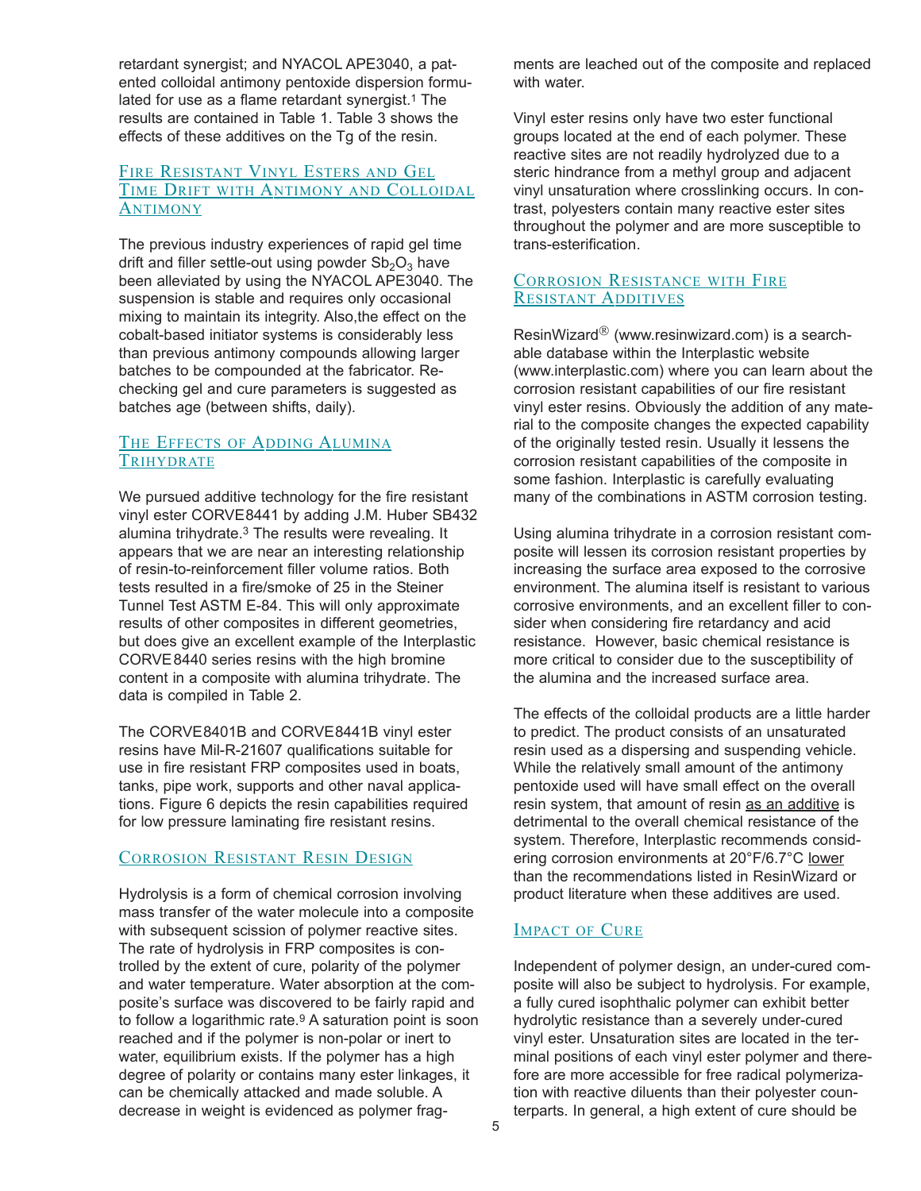retardant synergist; and NYACOL APE3040, a patented colloidal antimony pentoxide dispersion formulated for use as a flame retardant synergist.[1] The results are contained in Table 1. Table 3 shows the effects of these additives on the Tg of the resin.

## Fire Resistant Vinyl Esters and Gel Time Drift with Antimony and Colloidal Antimony

The previous industry experiences of rapid gel time drift and filler settle-out using powder $Sb_2O_3$ have been alleviated by using the NYACOL APE3040. The suspension is stable and requires only occasional mixing to maintain its integrity. Also,the effect on the cobalt-based initiator systems is considerably less than previous antimony compounds allowing larger batches to be compounded at the fabricator. Rechecking gel and cure parameters is suggested as batches age (between shifts, daily).

## The Effects of Adding Alumina Trihydrate

We pursued additive technology for the fire resistant vinyl ester CORVE8441 by adding J.M. Huber SB432 alumina trihydrate.[3] The results were revealing. It appears that we are near an interesting relationship of resin-to-reinforcement filler volume ratios. Both tests resulted in a fire/smoke of 25 in the Steiner Tunnel Test ASTM E-84. This will only approximate results of other composites in different geometries, but does give an excellent example of the Interplastic CORVE 8440 series resins with the high bromine content in a composite with alumina trihydrate. The data is compiled in Table 2.

The CORVE8401B and CORVE8441B vinyl ester resins have Mil-R-21607 qualifications suitable for use in fire resistant FRP composites used in boats, tanks, pipe work, supports and other naval applications. Figure 6 depicts the resin capabilities required for low pressure laminating fire resistant resins.

## Corrosion Resistant Resin Design

Hydrolysis is a form of chemical corrosion involving mass transfer of the water molecule into a composite with subsequent scission of polymer reactive sites. The rate of hydrolysis in FRP composites is controlled by the extent of cure, polarity of the polymer and water temperature. Water absorption at the composite's surface was discovered to be fairly rapid and to follow a logarithmic rate.[9] A saturation point is soon reached and if the polymer is non-polar or inert to water, equilibrium exists. If the polymer has a high degree of polarity or contains many ester linkages, it can be chemically attacked and made soluble. A decrease in weight is evidenced as polymer fragments are leached out of the composite and replaced with water.

Vinyl ester resins only have two ester functional groups located at the end of each polymer. These reactive sites are not readily hydrolyzed due to a steric hindrance from a methyl group and adjacent vinyl unsaturation where crosslinking occurs. In contrast, polyesters contain many reactive ester sites throughout the polymer and are more susceptible to trans-esterification.

## Corrosion Resistance with Fire Resistant Additives

ResinWizard® (www.resinwizard.com) is a searchable database within the Interplastic website (www.interplastic.com) where you can learn about the corrosion resistant capabilities of our fire resistant vinyl ester resins. Obviously the addition of any material to the composite changes the expected capability of the originally tested resin. Usually it lessens the corrosion resistant capabilities of the composite in some fashion. Interplastic is carefully evaluating many of the combinations in ASTM corrosion testing.

Using alumina trihydrate in a corrosion resistant composite will lessen its corrosion resistant properties by increasing the surface area exposed to the corrosive environment. The alumina itself is resistant to various corrosive environments, and an excellent filler to consider when considering fire retardancy and acid resistance. However, basic chemical resistance is more critical to consider due to the susceptibility of the alumina and the increased surface area.

The effects of the colloidal products are a little harder to predict. The product consists of an unsaturated resin used as a dispersing and suspending vehicle. While the relatively small amount of the antimony pentoxide used will have small effect on the overall resin system, that amount of resin as an additive is detrimental to the overall chemical resistance of the system. Therefore, Interplastic recommends considering corrosion environments at 20°F/6.7°C lower than the recommendations listed in ResinWizard or product literature when these additives are used.

## Impact of Cure

Independent of polymer design, an under-cured composite will also be subject to hydrolysis. For example, a fully cured isophthalic polymer can exhibit better hydrolytic resistance than a severely under-cured vinyl ester. Unsaturation sites are located in the terminal positions of each vinyl ester polymer and therefore are more accessible for free radical polymerization with reactive diluents than their polyester counterparts. In general, a high extent of cure should be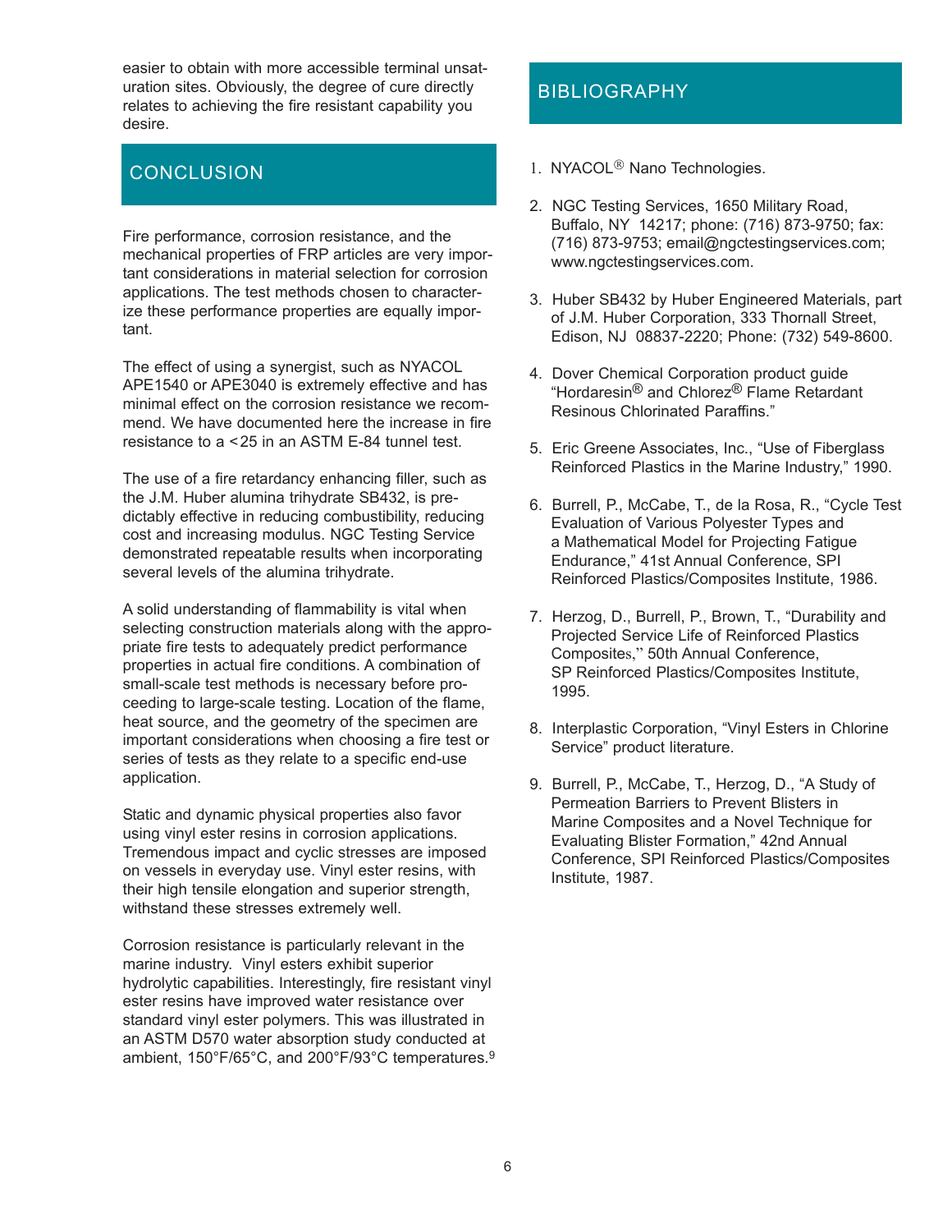easier to obtain with more accessible terminal unsaturation sites. Obviously, the degree of cure directly relates to achieving the fire resistant capability you desire.

## CONCLUSION

Fire performance, corrosion resistance, and the mechanical properties of FRP articles are very important considerations in material selection for corrosion applications. The test methods chosen to characterize these performance properties are equally important.

The effect of using a synergist, such as NYACOL APE1540 or APE3040 is extremely effective and has minimal effect on the corrosion resistance we recommend. We have documented here the increase in fire resistance to a <25 in an ASTM E-84 tunnel test.

The use of a fire retardancy enhancing filler, such as the J.M. Huber alumina trihydrate SB432, is predictably effective in reducing combustibility, reducing cost and increasing modulus. NGC Testing Service demonstrated repeatable results when incorporating several levels of the alumina trihydrate.

A solid understanding of flammability is vital when selecting construction materials along with the appropriate fire tests to adequately predict performance properties in actual fire conditions. A combination of small-scale test methods is necessary before proceeding to large-scale testing. Location of the flame, heat source, and the geometry of the specimen are important considerations when choosing a fire test or series of tests as they relate to a specific end-use application.

Static and dynamic physical properties also favor using vinyl ester resins in corrosion applications. Tremendous impact and cyclic stresses are imposed on vessels in everyday use. Vinyl ester resins, with their high tensile elongation and superior strength, withstand these stresses extremely well.

Corrosion resistance is particularly relevant in the marine industry. Vinyl esters exhibit superior hydrolytic capabilities. Interestingly, fire resistant vinyl ester resins have improved water resistance over standard vinyl ester polymers. This was illustrated in an ASTM D570 water absorption study conducted at ambient, 150°F/65°C, and 200°F/93°C temperatures.[9]

## BIBLIOGRAPHY

1. NYACOL® Nano Technologies.
2. NGC Testing Services, 1650 Military Road, Buffalo, NY 14217; phone: (716) 873-9750; fax: (716) 873-9753; email@ngctestingservices.com; www.ngctestingservices.com.
3. Huber SB432 by Huber Engineered Materials, part of J.M. Huber Corporation, 333 Thornall Street, Edison, NJ 08837-2220; Phone: (732) 549-8600.
4. Dover Chemical Corporation product guide "Hordaresin® and Chlorez® Flame Retardant Resinous Chlorinated Paraffins."
5. Eric Greene Associates, Inc., "Use of Fiberglass Reinforced Plastics in the Marine Industry," 1990.
6. Burrell, P., McCabe, T., de la Rosa, R., "Cycle Test Evaluation of Various Polyester Types and a Mathematical Model for Projecting Fatigue Endurance," 41st Annual Conference, SPI Reinforced Plastics/Composites Institute, 1986.
7. Herzog, D., Burrell, P., Brown, T., "Durability and Projected Service Life of Reinforced Plastics Composites," 50th Annual Conference, SP Reinforced Plastics/Composites Institute, 1995.
8. Interplastic Corporation, "Vinyl Esters in Chlorine Service" product literature.
9. Burrell, P., McCabe, T., Herzog, D., "A Study of Permeation Barriers to Prevent Blisters in Marine Composites and a Novel Technique for Evaluating Blister Formation," 42nd Annual Conference, SPI Reinforced Plastics/Composites Institute, 1987.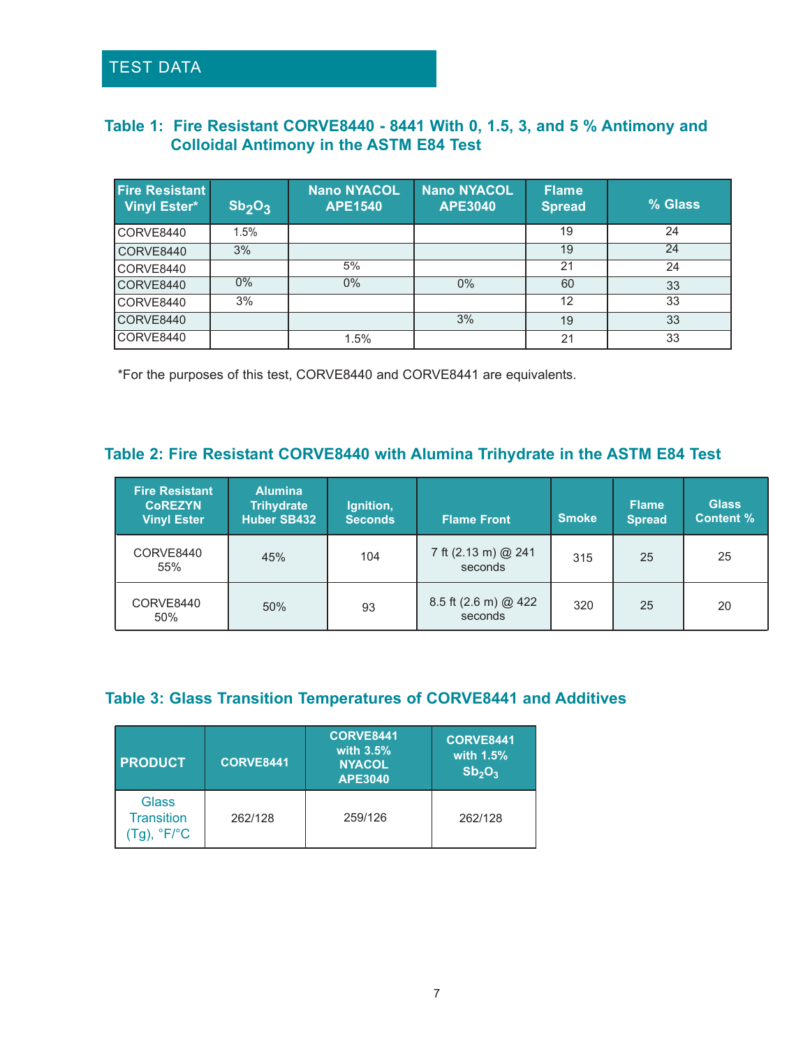## TEST DATA

### Table 1: Fire Resistant CORVE8440 - 8441 With 0, 1.5, 3, and 5 % Antimony and Colloidal Antimony in the ASTM E84 Test

| Fire Resistant Vinyl Ester* | $Sb_2O_3$ | Nano NYACOL APE1540 | Nano NYACOL APE3040 | Flame Spread | % Glass |
|---|---|---|---|---|---|
| CORVE8440 | 1.5% | | | 19 | 24 |
| CORVE8440 | 3% | | | 19 | 24 |
| CORVE8440 | | 5% | | 21 | 24 |
| CORVE8440 | 0% | 0% | 0% | 60 | 33 |
| CORVE8440 | 3% | | | 12 | 33 |
| CORVE8440 | | | 3% | 19 | 33 |
| CORVE8440 | | 1.5% | | 21 | 33 |

*For the purposes of this test, CORVE8440 and CORVE8441 are equivalents.

### Table 2: Fire Resistant CORVE8440 with Alumina Trihydrate in the ASTM E84 Test

| Fire Resistant CoREZYN Vinyl Ester | Alumina Trihydrate Huber SB432 | Ignition, Seconds | Flame Front | Smoke | Flame Spread | Glass Content % |
|---|---|---|---|---|---|---|
| CORVE8440 55% | 45% | 104 | 7 ft (2.13 m) @ 241 seconds | 315 | 25 | 25 |
| CORVE8440 50% | 50% | 93 | 8.5 ft (2.6 m) @ 422 seconds | 320 | 25 | 20 |

### Table 3: Glass Transition Temperatures of CORVE8441 and Additives

| PRODUCT | CORVE8441 | CORVE8441 with 3.5% NYACOL APE3040 | CORVE8441 with 1.5% $Sb_2O_3$ |
|---|---|---|---|
| Glass Transition (Tg), °F/°C | 262/128 | 259/126 | 262/128 |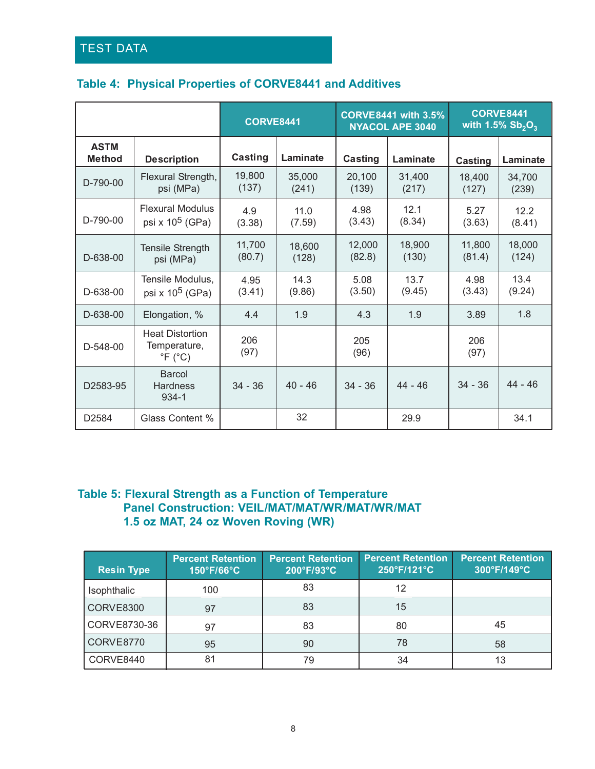## TEST DATA

### Table 4: Physical Properties of CORVE8441 and Additives

| | | CORVE8441 | | CORVE8441 with 3.5% NYACOL APE 3040 | | CORVE8441 with 1.5% $Sb_2O_3$ | |
|---|---|---|---|---|---|---|---|
| **ASTM Method** | **Description** | **Casting** | **Laminate** | **Casting** | **Laminate** | **Casting** | **Laminate** |
| D-790-00 | Flexural Strength, psi (MPa) | 19,800 (137) | 35,000 (241) | 20,100 (139) | 31,400 (217) | 18,400 (127) | 34,700 (239) |
| D-790-00 | Flexural Modulus psi x $10^5$ (GPa) | 4.9 (3.38) | 11.0 (7.59) | 4.98 (3.43) | 12.1 (8.34) | 5.27 (3.63) | 12.2 (8.41) |
| D-638-00 | Tensile Strength psi (MPa) | 11,700 (80.7) | 18,600 (128) | 12,000 (82.8) | 18,900 (130) | 11,800 (81.4) | 18,000 (124) |
| D-638-00 | Tensile Modulus, psi x $10^5$ (GPa) | 4.95 (3.41) | 14.3 (9.86) | 5.08 (3.50) | 13.7 (9.45) | 4.98 (3.43) | 13.4 (9.24) |
| D-638-00 | Elongation, % | 4.4 | 1.9 | 4.3 | 1.9 | 3.89 | 1.8 |
| D-548-00 | Heat Distortion Temperature, °F (°C) | 206 (97) | | 205 (96) | | 206 (97) | |
| D2583-95 | Barcol Hardness 934-1 | 34 - 36 | 40 - 46 | 34 - 36 | 44 - 46 | 34 - 36 | 44 - 46 |
| D2584 | Glass Content % | | 32 | | 29.9 | | 34.1 |

### Table 5: Flexural Strength as a Function of Temperature
### Panel Construction: VEIL/MAT/MAT/WR/MAT/WR/MAT
### 1.5 oz MAT, 24 oz Woven Roving (WR)

| Resin Type | Percent Retention 150°F/66°C | Percent Retention 200°F/93°C | Percent Retention 250°F/121°C | Percent Retention 300°F/149°C |
|---|---|---|---|---|
| Isophthalic | 100 | 83 | 12 | |
| CORVE8300 | 97 | 83 | 15 | |
| CORVE8730-36 | 97 | 83 | 80 | 45 |
| CORVE8770 | 95 | 90 | 78 | 58 |
| CORVE8440 | 81 | 79 | 34 | 13 |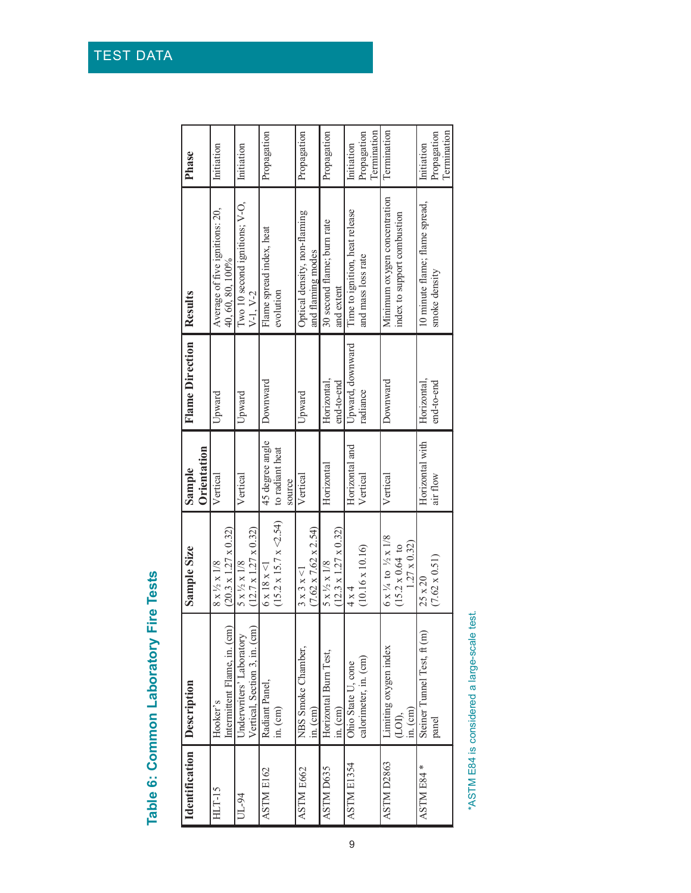## Table 6: Common Laboratory Fire Tests

| Identification | Description | Sample Size | Sample Orientation | Flame Direction | Results | Phase |
|---|---|---|---|---|---|---|
| HLT-15 | Hooker's Intermittent Flame, in. (cm) | 8 x ½ x 1/8 (20.3 x 1.27 x 0.32) | Vertical | Upward | Average of five ignitions: 20, 40, 60, 80, 100% | Initiation |
| UL-94 | Underwriters' Laboratory Vertical, Section 3, in. (cm) | 5 x ½ x 1/8 (12.7 x 1.27 x 0.32) | Vertical | Upward | Two 10 second ignitions; V-O, V-1, V-2 | Initiation |
| ASTM E162 | Radiant Panel, in. (cm) | 6 x 18 x <1 (15.2 x 15.7 x <2.54) | 45 degree angle to radiant heat source | Downward | Flame spread index, heat evolution | Propagation |
| ASTM E662 | NBS Smoke Chamber, in. (cm) | 3 x 3 x <1 (7.62 x 7.62 x 2.54) | Vertical | Upward | Optical density, non-flaming and flaming modes | Propagation |
| ASTM D635 | Horizontal Burn Test, in. (cm) | 5 x ½ x 1/8 (12.3 x 1.27 x 0.32) | Horizontal | Horizontal, end-to-end | 30 second flame; burn rate and extent | Propagation |
| ASTM E1354 | Ohio State U, cone calorimeter, in. (cm) | 4 x 4 (10.16 x 10.16) | Horizontal and Vertical | Upward, downward radiance | Time to ignition, heat release and mass loss rate | Initiation Propagation Termination |
| ASTM D2863 | Limiting oxygen index (LOI), in. (cm) | 6 x ¼ to ½ x 1/8 (15.2 x 0.64 to 1.27 x 0.32) | Vertical | Downward | Minimum oxygen concentration index to support combustion | Termination |
| ASTM E84 * | Steiner Tunnel Test, ft (m) panel | 25 x 20 (7.62 x 0.51) | Horizontal with air flow | Horizontal, end-to-end | 10 minute flame; flame spread, smoke density | Initiation Propagation Termination |

*ASTM E84 is considered a large-scale test.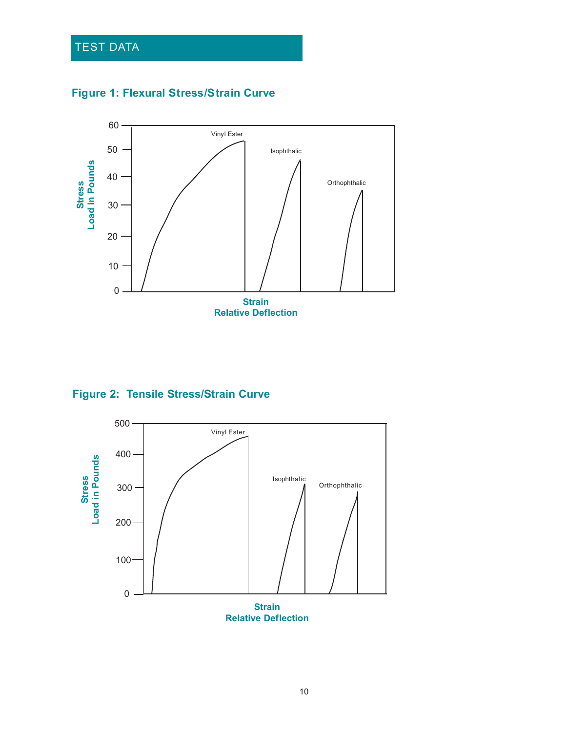## TEST DATA

### Figure 1: Flexural Stress/Strain Curve

Stress
Load in Pounds

60
50
40
30
20
10
0

Vinyl Ester
Isophthalic
Orthophthalic

Strain
Relative Deflection

### Figure 2: Tensile Stress/Strain Curve

Stress
Load in Pounds

500
400
300
200
100
0

Vinyl Ester
Isophthalic
Orthophthalic

Strain
Relative Deflection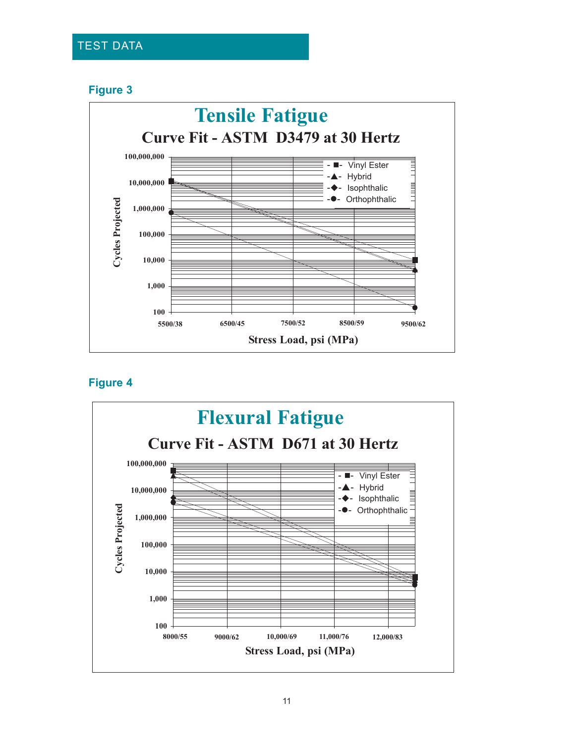## TEST DATA

### Figure 3

**Tensile Fatigue**

**Curve Fit - ASTM D3479 at 30 Hertz**

Cycles Projected: 100, 1,000, 10,000, 100,000, 1,000,000, 10,000,000, 100,000,000

Stress Load, psi (MPa): 5500/38, 6500/45, 7500/52, 8500/59, 9500/62

Legend: Vinyl Ester, Hybrid, Isophthalic, Orthophthalic

### Figure 4

**Flexural Fatigue**

**Curve Fit - ASTM D671 at 30 Hertz**

Cycles Projected: 100, 1,000, 10,000, 100,000, 1,000,000, 10,000,000, 100,000,000

Stress Load, psi (MPa): 8000/55, 9000/62, 10,000/69, 11,000/76, 12,000/83

Legend: Vinyl Ester, Hybrid, Isophthalic, Orthophthalic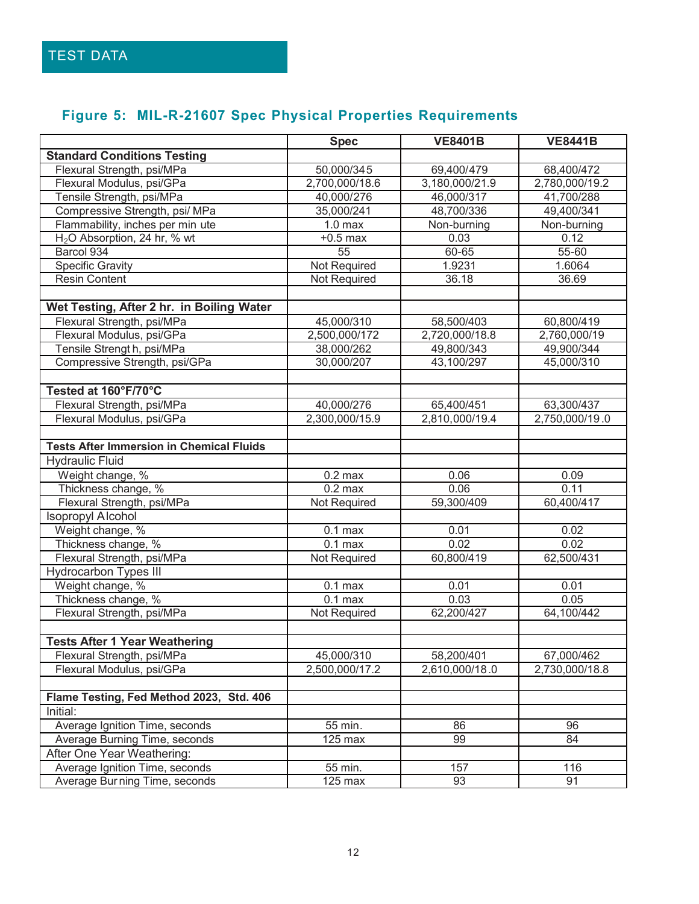## TEST DATA

### Figure 5: MIL-R-21607 Spec Physical Properties Requirements

| | Spec | VE8401B | VE8441B |
|---|---|---|---|
| **Standard Conditions Testing** | | | |
| Flexural Strength, psi/MPa | 50,000/345 | 69,400/479 | 68,400/472 |
| Flexural Modulus, psi/GPa | 2,700,000/18.6 | 3,180,000/21.9 | 2,780,000/19.2 |
| Tensile Strength, psi/MPa | 40,000/276 | 46,000/317 | 41,700/288 |
| Compressive Strength, psi/ MPa | 35,000/241 | 48,700/336 | 49,400/341 |
| Flammability, inches per minute | 1.0 max | Non-burning | Non-burning |
| $H_2O$ Absorption, 24 hr, % wt | +0.5 max | 0.03 | 0.12 |
| Barcol 934 | 55 | 60-65 | 55-60 |
| Specific Gravity | Not Required | 1.9231 | 1.6064 |
| Resin Content | Not Required | 36.18 | 36.69 |
| | | | |
| **Wet Testing, After 2 hr. in Boiling Water** | | | |
| Flexural Strength, psi/MPa | 45,000/310 | 58,500/403 | 60,800/419 |
| Flexural Modulus, psi/GPa | 2,500,000/172 | 2,720,000/18.8 | 2,760,000/19 |
| Tensile Strength, psi/MPa | 38,000/262 | 49,800/343 | 49,900/344 |
| Compressive Strength, psi/GPa | 30,000/207 | 43,100/297 | 45,000/310 |
| | | | |
| **Tested at 160°F/70°C** | | | |
| Flexural Strength, psi/MPa | 40,000/276 | 65,400/451 | 63,300/437 |
| Flexural Modulus, psi/GPa | 2,300,000/15.9 | 2,810,000/19.4 | 2,750,000/19.0 |
| | | | |
| **Tests After Immersion in Chemical Fluids** | | | |
| Hydraulic Fluid | | | |
| Weight change, % | 0.2 max | 0.06 | 0.09 |
| Thickness change, % | 0.2 max | 0.06 | 0.11 |
| Flexural Strength, psi/MPa | Not Required | 59,300/409 | 60,400/417 |
| Isopropyl Alcohol | | | |
| Weight change, % | 0.1 max | 0.01 | 0.02 |
| Thickness change, % | 0.1 max | 0.02 | 0.02 |
| Flexural Strength, psi/MPa | Not Required | 60,800/419 | 62,500/431 |
| Hydrocarbon Types III | | | |
| Weight change, % | 0.1 max | 0.01 | 0.01 |
| Thickness change, % | 0.1 max | 0.03 | 0.05 |
| Flexural Strength, psi/MPa | Not Required | 62,200/427 | 64,100/442 |
| | | | |
| **Tests After 1 Year Weathering** | | | |
| Flexural Strength, psi/MPa | 45,000/310 | 58,200/401 | 67,000/462 |
| Flexural Modulus, psi/GPa | 2,500,000/17.2 | 2,610,000/18.0 | 2,730,000/18.8 |
| | | | |
| **Flame Testing, Fed Method 2023, Std. 406** | | | |
| Initial: | | | |
| Average Ignition Time, seconds | 55 min. | 86 | 96 |
| Average Burning Time, seconds | 125 max | 99 | 84 |
| After One Year Weathering: | | | |
| Average Ignition Time, seconds | 55 min. | 157 | 116 |
| Average Burning Time, seconds | 125 max | 93 | 91 |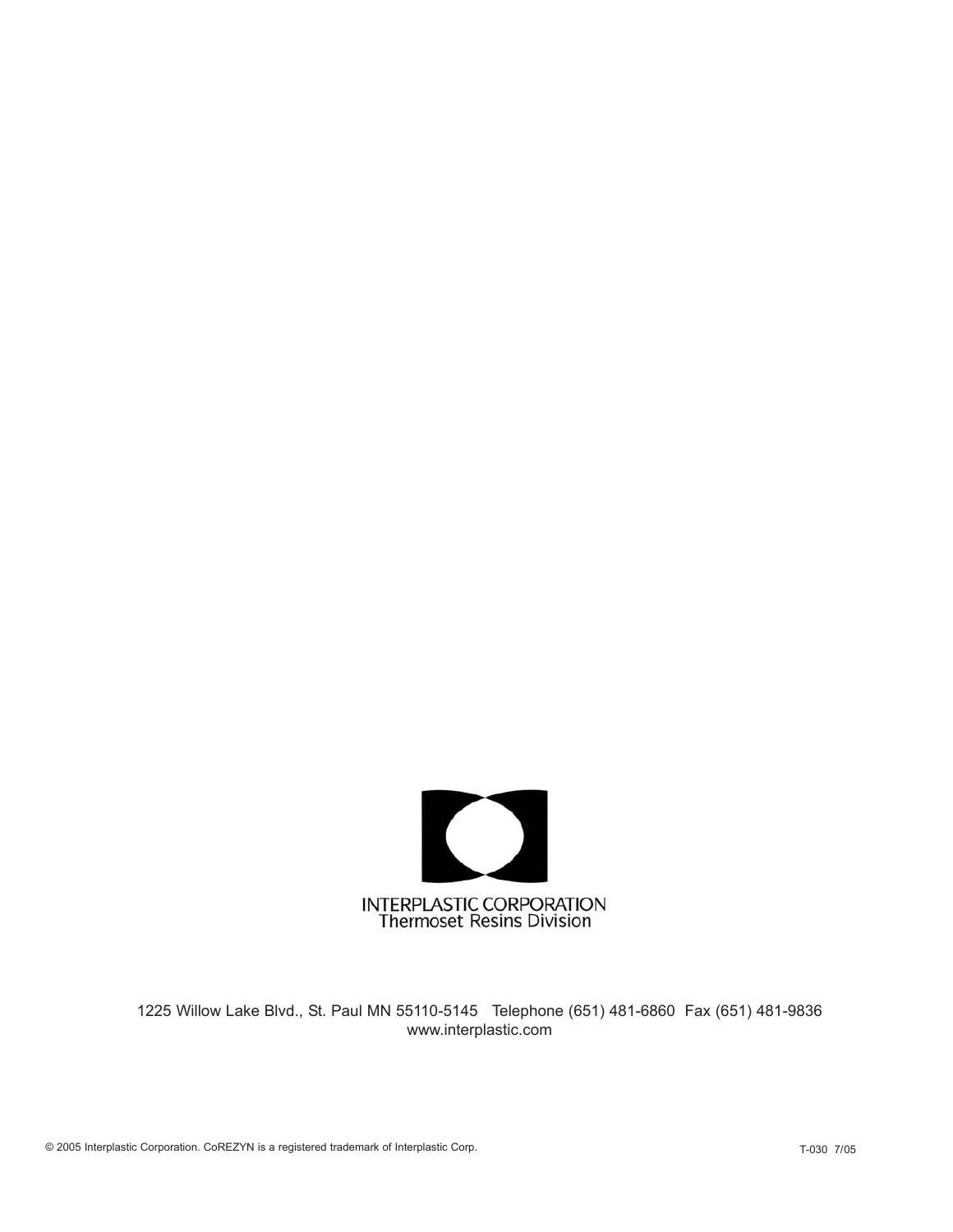INTERPLASTIC CORPORATION
Thermoset Resins Division

1225 Willow Lake Blvd., St. Paul MN 55110-5145 Telephone (651) 481-6860 Fax (651) 481-9836
www.interplastic.com

© 2005 Interplastic Corporation. CoREZYN is a registered trademark of Interplastic Corp.

T-030 7/05